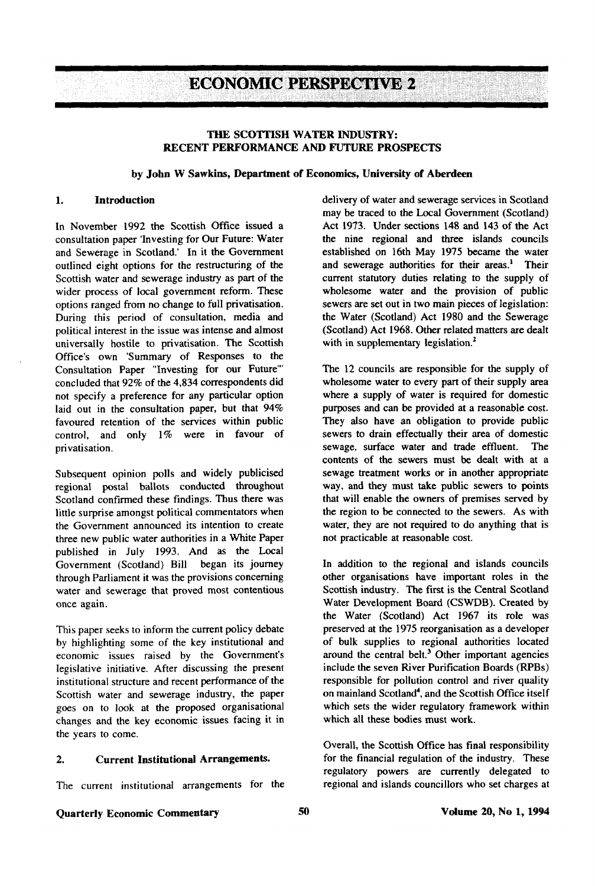# ECONOMIC PERSPECTIVE 2

## THE SCOTTISH WATER INDUSTRY: RECENT PERFORMANCE AND FUTURE PROSPECTS

**by John W Sawkins, Department of Economics, University of Aberdeen**

### 1. Introduction

In November 1992 the Scottish Office issued a consultation paper 'Investing for Our Future: Water and Sewerage in Scotland.' In it the Government outlined eight options for the restructuring of the Scottish water and sewerage industry as part of the wider process of local government reform. These options ranged from no change to full privatisation. During this period of consultation, media and political interest in the issue was intense and almost universally hostile to privatisation. The Scottish Office's own 'Summary of Responses to the Consultation Paper "Investing for our Future"' concluded that 92% of the 4,834 correspondents did not specify a preference for any particular option laid out in the consultation paper, but that 94% favoured retention of the services within public control, and only 1% were in favour of privatisation.

Subsequent opinion polls and widely publicised regional postal ballots conducted throughout Scotland confirmed these findings. Thus there was little surprise amongst political commentators when the Government announced its intention to create three new public water authorities in a White Paper published in July 1993. And as the Local Government (Scotland) Bill began its journey through Parliament it was the provisions concerning water and sewerage that proved most contentious once again.

This paper seeks to inform the current policy debate by highlighting some of the key institutional and economic issues raised by the Government's legislative initiative. After discussing the present institutional structure and recent performance of the Scottish water and sewerage industry, the paper goes on to look at the proposed organisational changes and the key economic issues facing it in the years to come.

### 2. Current Institutional Arrangements.

The current institutional arrangements for the delivery of water and sewerage services in Scotland may be traced to the Local Government (Scotland) Act 1973. Under sections 148 and 143 of the Act the nine regional and three islands councils established on 16th May 1975 became the water and sewerage authorities for their areas.[1] Their current statutory duties relating to the supply of wholesome water and the provision of public sewers are set out in two main pieces of legislation: the Water (Scotland) Act 1980 and the Sewerage (Scotland) Act 1968. Other related matters are dealt with in supplementary legislation.[2]

The 12 councils are responsible for the supply of wholesome water to every part of their supply area where a supply of water is required for domestic purposes and can be provided at a reasonable cost. They also have an obligation to provide public sewers to drain effectually their area of domestic sewage, surface water and trade effluent. The contents of the sewers must be dealt with at a sewage treatment works or in another appropriate way, and they must take public sewers to points that will enable the owners of premises served by the region to be connected to the sewers. As with water, they are not required to do anything that is not practicable at reasonable cost.

In addition to the regional and islands councils other organisations have important roles in the Scottish industry. The first is the Central Scotland Water Development Board (CSWDB). Created by the Water (Scotland) Act 1967 its role was preserved at the 1975 reorganisation as a developer of bulk supplies to regional authorities located around the central belt.[3] Other important agencies include the seven River Purification Boards (RPBs) responsible for pollution control and river quality on mainland Scotland[4], and the Scottish Office itself which sets the wider regulatory framework within which all these bodies must work.

Overall, the Scottish Office has final responsibility for the financial regulation of the industry. These regulatory powers are currently delegated to regional and islands councillors who set charges at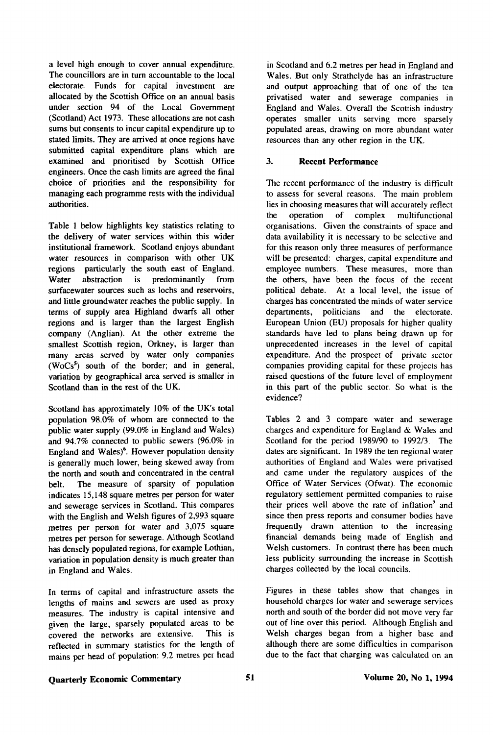a level high enough to cover annual expenditure. The councillors are in turn accountable to the local electorate. Funds for capital investment are allocated by the Scottish Office on an annual basis under section 94 of the Local Government (Scotland) Act 1973. These allocations are not cash sums but consents to incur capital expenditure up to stated limits. They are arrived at once regions have submitted capital expenditure plans which are examined and prioritised by Scottish Office engineers. Once the cash limits are agreed the final choice of priorities and the responsibility for managing each programme rests with the individual authorities.

Table 1 below highlights key statistics relating to the delivery of water services within this wider institutional framework. Scotland enjoys abundant water resources in comparison with other UK regions particularly the south east of England. Water abstraction is predominantly from surfacewater sources such as lochs and reservoirs, and little groundwater reaches the public supply. In terms of supply area Highland dwarfs all other regions and is larger than the largest English company (Anglian). At the other extreme the smallest Scottish region, Orkney, is larger than many areas served by water only companies (WoCs[5]) south of the border; and in general, variation by geographical area served is smaller in Scotland than in the rest of the UK.

Scotland has approximately 10% of the UK's total population 98.0% of whom are connected to the public water supply (99.0% in England and Wales) and 94.7% connected to public sewers (96.0% in England and Wales)[6]. However population density is generally much lower, being skewed away from the north and south and concentrated in the central belt. The measure of sparsity of population indicates 15,148 square metres per person for water and sewerage services in Scotland. This compares with the English and Welsh figures of 2,993 square metres per person for water and 3,075 square metres per person for sewerage. Although Scotland has densely populated regions, for example Lothian, variation in population density is much greater than in England and Wales.

In terms of capital and infrastructure assets the lengths of mains and sewers are used as proxy measures. The industry is capital intensive and given the large, sparsely populated areas to be covered the networks are extensive. This is reflected in summary statistics for the length of mains per head of population: 9.2 metres per head in Scotland and 6.2 metres per head in England and Wales. But only Strathclyde has an infrastructure and output approaching that of one of the ten privatised water and sewerage companies in England and Wales. Overall the Scottish industry operates smaller units serving more sparsely populated areas, drawing on more abundant water resources than any other region in the UK.

## 3. Recent Performance

The recent performance of the industry is difficult to assess for several reasons. The main problem lies in choosing measures that will accurately reflect the operation of complex multifunctional organisations. Given the constraints of space and data availability it is necessary to be selective and for this reason only three measures of performance will be presented: charges, capital expenditure and employee numbers. These measures, more than the others, have been the focus of the recent political debate. At a local level, the issue of charges has concentrated the minds of water service departments, politicians and the electorate. European Union (EU) proposals for higher quality standards have led to plans being drawn up for unprecedented increases in the level of capital expenditure. And the prospect of private sector companies providing capital for these projects has raised questions of the future level of employment in this part of the public sector. So what is the evidence?

Tables 2 and 3 compare water and sewerage charges and expenditure for England & Wales and Scotland for the period 1989/90 to 1992/3. The dates are significant. In 1989 the ten regional water authorities of England and Wales were privatised and came under the regulatory auspices of the Office of Water Services (Ofwat). The economic regulatory settlement permitted companies to raise their prices well above the rate of inflation[7] and since then press reports and consumer bodies have frequently drawn attention to the increasing financial demands being made of English and Welsh customers. In contrast there has been much less publicity surrounding the increase in Scottish charges collected by the local councils.

Figures in these tables show that changes in household charges for water and sewerage services north and south of the border did not move very far out of line over this period. Although English and Welsh charges began from a higher base and although there are some difficulties in comparison due to the fact that charging was calculated on an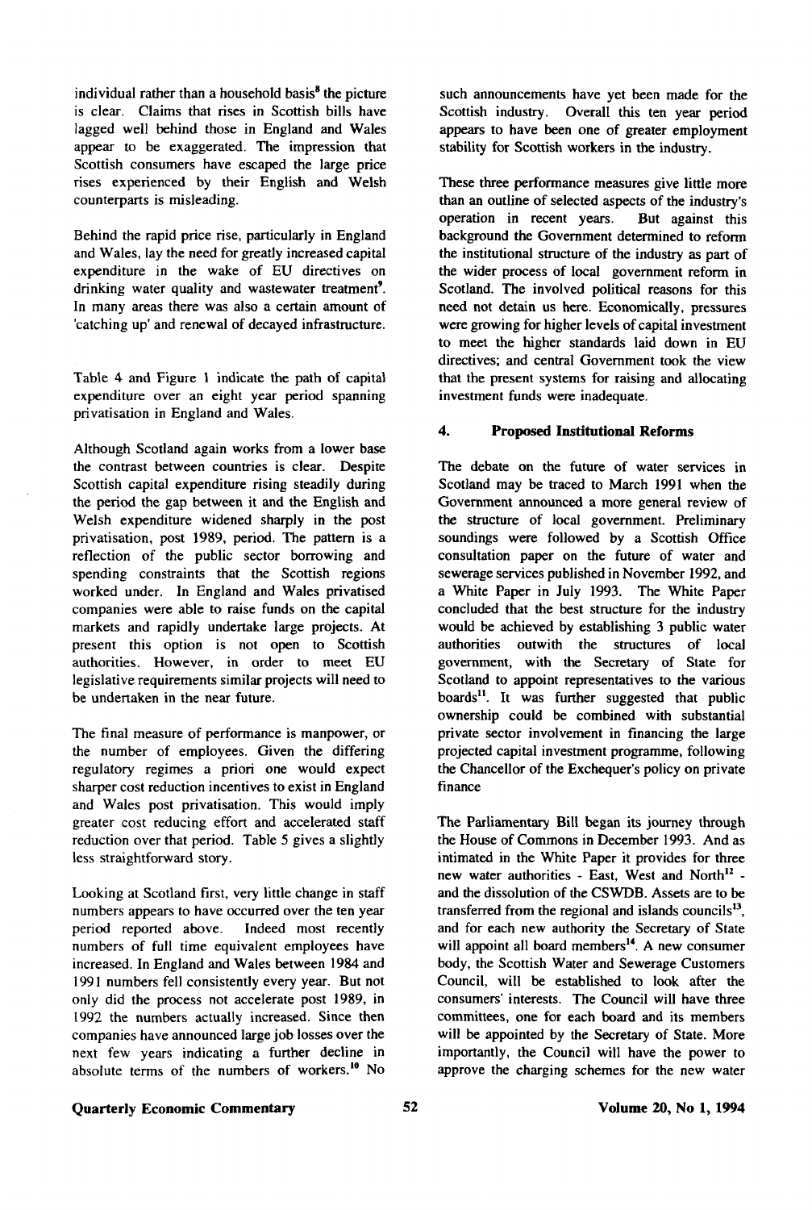individual rather than a household basis[8] the picture is clear. Claims that rises in Scottish bills have lagged well behind those in England and Wales appear to be exaggerated. The impression that Scottish consumers have escaped the large price rises experienced by their English and Welsh counterparts is misleading.

Behind the rapid price rise, particularly in England and Wales, lay the need for greatly increased capital expenditure in the wake of EU directives on drinking water quality and wastewater treatment[9]. In many areas there was also a certain amount of 'catching up' and renewal of decayed infrastructure.

Table 4 and Figure 1 indicate the path of capital expenditure over an eight year period spanning privatisation in England and Wales.

Although Scotland again works from a lower base the contrast between countries is clear. Despite Scottish capital expenditure rising steadily during the period the gap between it and the English and Welsh expenditure widened sharply in the post privatisation, post 1989, period. The pattern is a reflection of the public sector borrowing and spending constraints that the Scottish regions worked under. In England and Wales privatised companies were able to raise funds on the capital markets and rapidly undertake large projects. At present this option is not open to Scottish authorities. However, in order to meet EU legislative requirements similar projects will need to be undertaken in the near future.

The final measure of performance is manpower, or the number of employees. Given the differing regulatory regimes a priori one would expect sharper cost reduction incentives to exist in England and Wales post privatisation. This would imply greater cost reducing effort and accelerated staff reduction over that period. Table 5 gives a slightly less straightforward story.

Looking at Scotland first, very little change in staff numbers appears to have occurred over the ten year period reported above. Indeed most recently numbers of full time equivalent employees have increased. In England and Wales between 1984 and 1991 numbers fell consistently every year. But not only did the process not accelerate post 1989, in 1992 the numbers actually increased. Since then companies have announced large job losses over the next few years indicating a further decline in absolute terms of the numbers of workers.[10] No such announcements have yet been made for the Scottish industry. Overall this ten year period appears to have been one of greater employment stability for Scottish workers in the industry.

These three performance measures give little more than an outline of selected aspects of the industry's operation in recent years. But against this background the Government determined to reform the institutional structure of the industry as part of the wider process of local government reform in Scotland. The involved political reasons for this need not detain us here. Economically, pressures were growing for higher levels of capital investment to meet the higher standards laid down in EU directives; and central Government took the view that the present systems for raising and allocating investment funds were inadequate.

## 4. Proposed Institutional Reforms

The debate on the future of water services in Scotland may be traced to March 1991 when the Government announced a more general review of the structure of local government. Preliminary soundings were followed by a Scottish Office consultation paper on the future of water and sewerage services published in November 1992, and a White Paper in July 1993. The White Paper concluded that the best structure for the industry would be achieved by establishing 3 public water authorities outwith the structures of local government, with the Secretary of State for Scotland to appoint representatives to the various boards[11]. It was further suggested that public ownership could be combined with substantial private sector involvement in financing the large projected capital investment programme, following the Chancellor of the Exchequer's policy on private finance

The Parliamentary Bill began its journey through the House of Commons in December 1993. And as intimated in the White Paper it provides for three new water authorities - East, West and North[12] - and the dissolution of the CSWDB. Assets are to be transferred from the regional and islands councils[13], and for each new authority the Secretary of State will appoint all board members[14]. A new consumer body, the Scottish Water and Sewerage Customers Council, will be established to look after the consumers' interests. The Council will have three committees, one for each board and its members will be appointed by the Secretary of State. More importantly, the Council will have the power to approve the charging schemes for the new water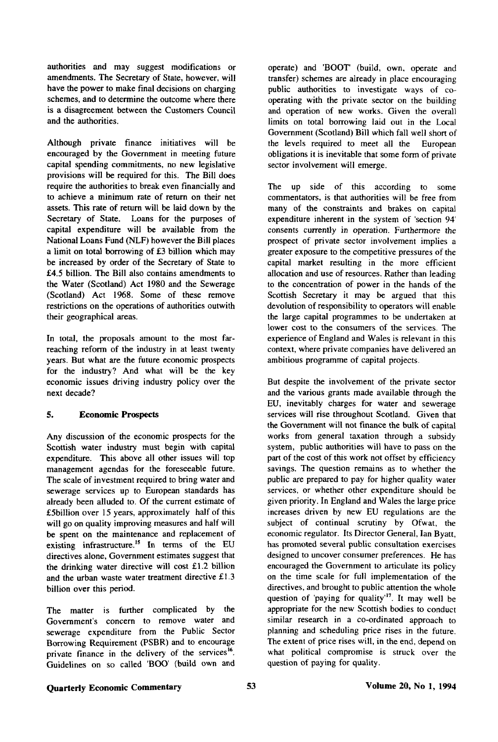authorities and may suggest modifications or amendments. The Secretary of State, however, will have the power to make final decisions on charging schemes, and to determine the outcome where there is a disagreement between the Customers Council and the authorities.

Although private finance initiatives will be encouraged by the Government in meeting future capital spending commitments, no new legislative provisions will be required for this. The Bill does require the authorities to break even financially and to achieve a minimum rate of return on their net assets. This rate of return will be laid down by the Secretary of State. Loans for the purposes of capital expenditure will be available from the National Loans Fund (NLF) however the Bill places a limit on total borrowing of £3 billion which may be increased by order of the Secretary of State to £4.5 billion. The Bill also contains amendments to the Water (Scotland) Act 1980 and the Sewerage (Scotland) Act 1968. Some of these remove restrictions on the operations of authorities outwith their geographical areas.

In total, the proposals amount to the most far-reaching reform of the industry in at least twenty years. But what are the future economic prospects for the industry? And what will be the key economic issues driving industry policy over the next decade?

## 5. Economic Prospects

Any discussion of the economic prospects for the Scottish water industry must begin with capital expenditure. This above all other issues will top management agendas for the foreseeable future. The scale of investment required to bring water and sewerage services up to European standards has already been alluded to. Of the current estimate of £5billion over 15 years, approximately half of this will go on quality improving measures and half will be spent on the maintenance and replacement of existing infrastructure.[15] In terms of the EU directives alone, Government estimates suggest that the drinking water directive will cost £1.2 billion and the urban waste water treatment directive £1.3 billion over this period.

The matter is further complicated by the Government's concern to remove water and sewerage expenditure from the Public Sector Borrowing Requirement (PSBR) and to encourage private finance in the delivery of the services[16]. Guidelines on so called 'BOO' (build own and operate) and 'BOOT' (build, own, operate and transfer) schemes are already in place encouraging public authorities to investigate ways of co-operating with the private sector on the building and operation of new works. Given the overall limits on total borrowing laid out in the Local Government (Scotland) Bill which fall well short of the levels required to meet all the European obligations it is inevitable that some form of private sector involvement will emerge.

The up side of this according to some commentators, is that authorities will be free from many of the constraints and brakes on capital expenditure inherent in the system of 'section 94' consents currently in operation. Furthermore the prospect of private sector involvement implies a greater exposure to the competitive pressures of the capital market resulting in the more efficient allocation and use of resources. Rather than leading to the concentration of power in the hands of the Scottish Secretary it may be argued that this devolution of responsibility to operators will enable the large capital programmes to be undertaken at lower cost to the consumers of the services. The experience of England and Wales is relevant in this context, where private companies have delivered an ambitious programme of capital projects.

But despite the involvement of the private sector and the various grants made available through the EU, inevitably charges for water and sewerage services will rise throughout Scotland. Given that the Government will not finance the bulk of capital works from general taxation through a subsidy system, public authorities will have to pass on the part of the cost of this work not offset by efficiency savings. The question remains as to whether the public are prepared to pay for higher quality water services, or whether other expenditure should be given priority. In England and Wales the large price increases driven by new EU regulations are the subject of continual scrutiny by Ofwat, the economic regulator. Its Director General, Ian Byatt, has promoted several public consultation exercises designed to uncover consumer preferences. He has encouraged the Government to articulate its policy on the time scale for full implementation of the directives, and brought to public attention the whole question of 'paying for quality'[17]. It may well be appropriate for the new Scottish bodies to conduct similar research in a co-ordinated approach to planning and scheduling price rises in the future. The extent of price rises will, in the end, depend on what political compromise is struck over the question of paying for quality.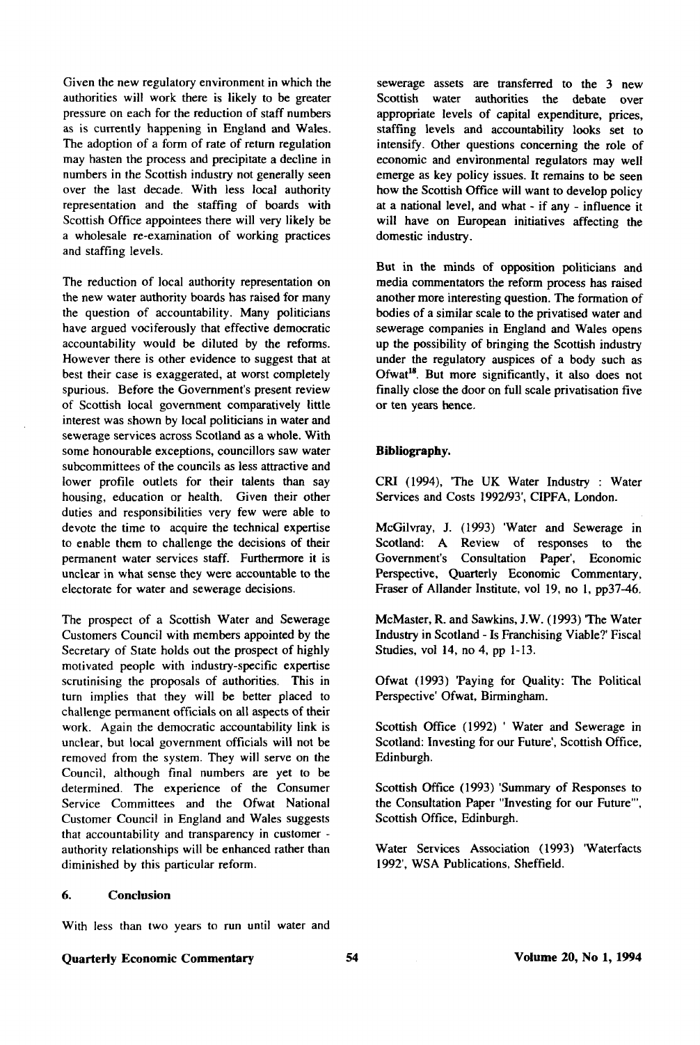Given the new regulatory environment in which the authorities will work there is likely to be greater pressure on each for the reduction of staff numbers as is currently happening in England and Wales. The adoption of a form of rate of return regulation may hasten the process and precipitate a decline in numbers in the Scottish industry not generally seen over the last decade. With less local authority representation and the staffing of boards with Scottish Office appointees there will very likely be a wholesale re-examination of working practices and staffing levels.

The reduction of local authority representation on the new water authority boards has raised for many the question of accountability. Many politicians have argued vociferously that effective democratic accountability would be diluted by the reforms. However there is other evidence to suggest that at best their case is exaggerated, at worst completely spurious. Before the Government's present review of Scottish local government comparatively little interest was shown by local politicians in water and sewerage services across Scotland as a whole. With some honourable exceptions, councillors saw water subcommittees of the councils as less attractive and lower profile outlets for their talents than say housing, education or health. Given their other duties and responsibilities very few were able to devote the time to acquire the technical expertise to enable them to challenge the decisions of their permanent water services staff. Furthermore it is unclear in what sense they were accountable to the electorate for water and sewerage decisions.

The prospect of a Scottish Water and Sewerage Customers Council with members appointed by the Secretary of State holds out the prospect of highly motivated people with industry-specific expertise scrutinising the proposals of authorities. This in turn implies that they will be better placed to challenge permanent officials on all aspects of their work. Again the democratic accountability link is unclear, but local government officials will not be removed from the system. They will serve on the Council, although final numbers are yet to be determined. The experience of the Consumer Service Committees and the Ofwat National Customer Council in England and Wales suggests that accountability and transparency in customer - authority relationships will be enhanced rather than diminished by this particular reform.

## 6. Conclusion

With less than two years to run until water and sewerage assets are transferred to the 3 new Scottish water authorities the debate over appropriate levels of capital expenditure, prices, staffing levels and accountability looks set to intensify. Other questions concerning the role of economic and environmental regulators may well emerge as key policy issues. It remains to be seen how the Scottish Office will want to develop policy at a national level, and what - if any - influence it will have on European initiatives affecting the domestic industry.

But in the minds of opposition politicians and media commentators the reform process has raised another more interesting question. The formation of bodies of a similar scale to the privatised water and sewerage companies in England and Wales opens up the possibility of bringing the Scottish industry under the regulatory auspices of a body such as Ofwat[18]. But more significantly, it also does not finally close the door on full scale privatisation five or ten years hence.

### Bibliography.

CRI (1994), 'The UK Water Industry : Water Services and Costs 1992/93', CIPFA, London.

McGilvray, J. (1993) 'Water and Sewerage in Scotland: A Review of responses to the Government's Consultation Paper', Economic Perspective, Quarterly Economic Commentary, Fraser of Allander Institute, vol 19, no 1, pp37-46.

McMaster, R. and Sawkins, J.W. (1993) 'The Water Industry in Scotland - Is Franchising Viable?' Fiscal Studies, vol 14, no 4, pp 1-13.

Ofwat (1993) 'Paying for Quality: The Political Perspective' Ofwat, Birmingham.

Scottish Office (1992) ' Water and Sewerage in Scotland: Investing for our Future', Scottish Office, Edinburgh.

Scottish Office (1993) 'Summary of Responses to the Consultation Paper "Investing for our Future"', Scottish Office, Edinburgh.

Water Services Association (1993) 'Waterfacts 1992', WSA Publications, Sheffield.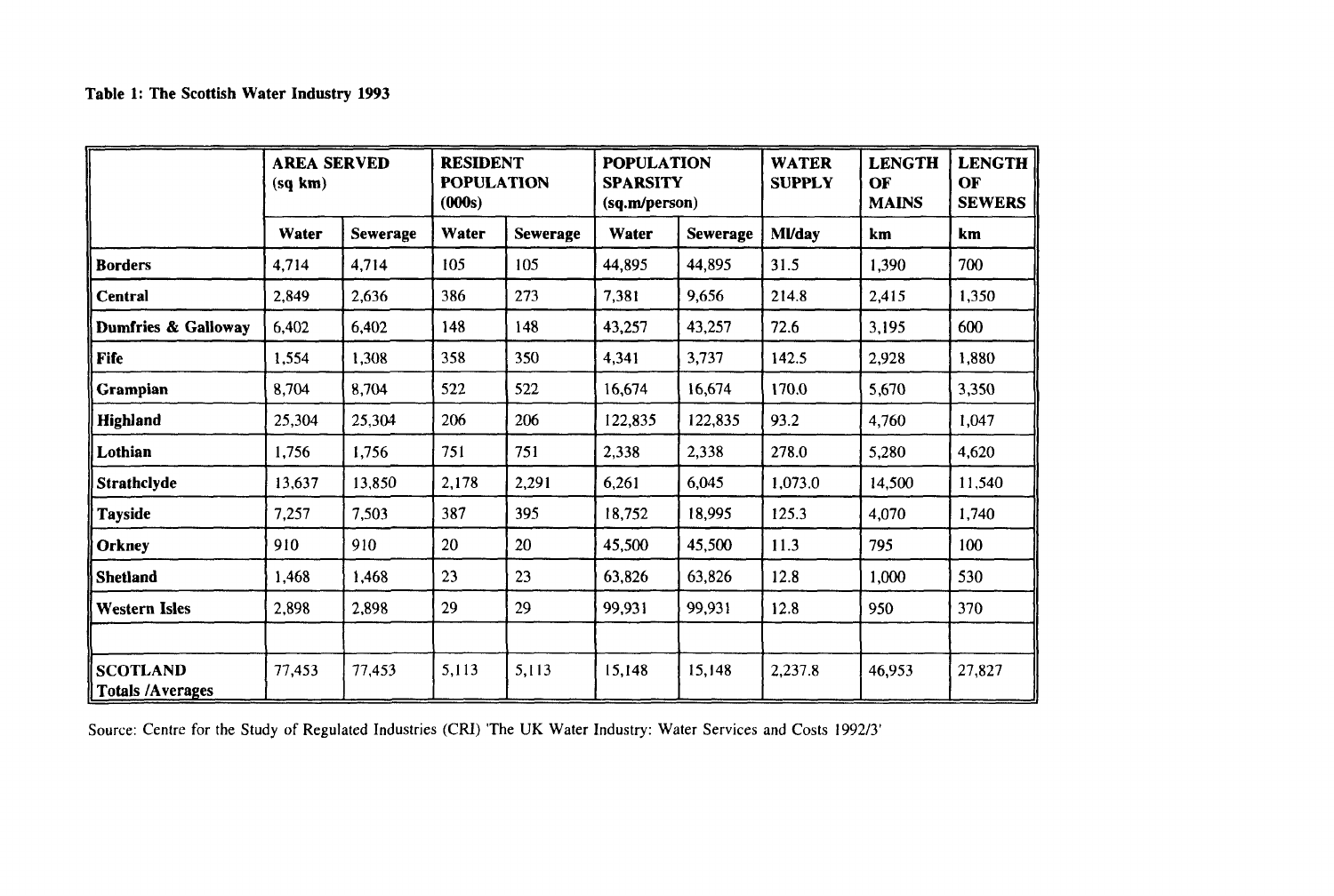**Table 1: The Scottish Water Industry 1993**

| | AREA SERVED (sq km) | | RESIDENT POPULATION (000s) | | POPULATION SPARSITY (sq.m/person) | | WATER SUPPLY | LENGTH OF MAINS | LENGTH OF SEWERS |
|---|---|---|---|---|---|---|---|---|---|
| | Water | Sewerage | Water | Sewerage | Water | Sewerage | Ml/day | km | km |
| **Borders** | 4,714 | 4,714 | 105 | 105 | 44,895 | 44,895 | 31.5 | 1,390 | 700 |
| **Central** | 2,849 | 2,636 | 386 | 273 | 7,381 | 9,656 | 214.8 | 2,415 | 1,350 |
| **Dumfries & Galloway** | 6,402 | 6,402 | 148 | 148 | 43,257 | 43,257 | 72.6 | 3,195 | 600 |
| **Fife** | 1,554 | 1,308 | 358 | 350 | 4,341 | 3,737 | 142.5 | 2,928 | 1,880 |
| **Grampian** | 8,704 | 8,704 | 522 | 522 | 16,674 | 16,674 | 170.0 | 5,670 | 3,350 |
| **Highland** | 25,304 | 25,304 | 206 | 206 | 122,835 | 122,835 | 93.2 | 4,760 | 1,047 |
| **Lothian** | 1,756 | 1,756 | 751 | 751 | 2,338 | 2,338 | 278.0 | 5,280 | 4,620 |
| **Strathclyde** | 13,637 | 13,850 | 2,178 | 2,291 | 6,261 | 6,045 | 1,073.0 | 14,500 | 11,540 |
| **Tayside** | 7,257 | 7,503 | 387 | 395 | 18,752 | 18,995 | 125.3 | 4,070 | 1,740 |
| **Orkney** | 910 | 910 | 20 | 20 | 45,500 | 45,500 | 11.3 | 795 | 100 |
| **Shetland** | 1,468 | 1,468 | 23 | 23 | 63,826 | 63,826 | 12.8 | 1,000 | 530 |
| **Western Isles** | 2,898 | 2,898 | 29 | 29 | 99,931 | 99,931 | 12.8 | 950 | 370 |
| | | | | | | | | | |
| **SCOTLAND Totals /Averages** | 77,453 | 77,453 | 5,113 | 5,113 | 15,148 | 15,148 | 2,237.8 | 46,953 | 27,827 |

Source: Centre for the Study of Regulated Industries (CRI) 'The UK Water Industry: Water Services and Costs 1992/3'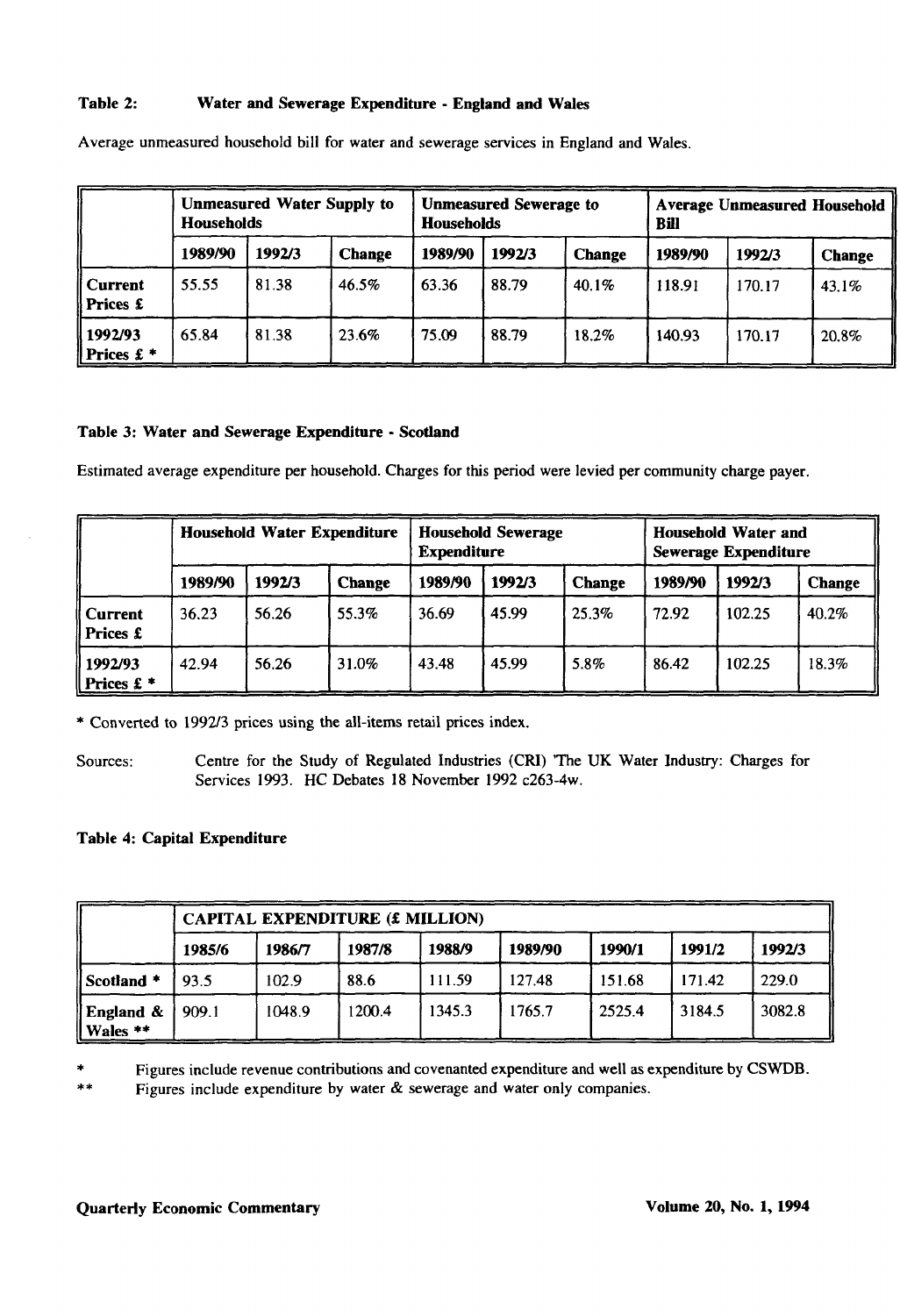**Table 2: Water and Sewerage Expenditure - England and Wales**

Average unmeasured household bill for water and sewerage services in England and Wales.

| | Unmeasured Water Supply to Households | | | Unmeasured Sewerage to Households | | | Average Unmeasured Household Bill | | |
|---|---|---|---|---|---|---|---|---|---|
| | 1989/90 | 1992/3 | Change | 1989/90 | 1992/3 | Change | 1989/90 | 1992/3 | Change |
| Current Prices £ | 55.55 | 81.38 | 46.5% | 63.36 | 88.79 | 40.1% | 118.91 | 170.17 | 43.1% |
| 1992/93 Prices £ * | 65.84 | 81.38 | 23.6% | 75.09 | 88.79 | 18.2% | 140.93 | 170.17 | 20.8% |

**Table 3: Water and Sewerage Expenditure - Scotland**

Estimated average expenditure per household. Charges for this period were levied per community charge payer.

| | Household Water Expenditure | | | Household Sewerage Expenditure | | | Household Water and Sewerage Expenditure | | |
|---|---|---|---|---|---|---|---|---|---|
| | 1989/90 | 1992/3 | Change | 1989/90 | 1992/3 | Change | 1989/90 | 1992/3 | Change |
| Current Prices £ | 36.23 | 56.26 | 55.3% | 36.69 | 45.99 | 25.3% | 72.92 | 102.25 | 40.2% |
| 1992/93 Prices £ * | 42.94 | 56.26 | 31.0% | 43.48 | 45.99 | 5.8% | 86.42 | 102.25 | 18.3% |

* Converted to 1992/3 prices using the all-items retail prices index.

Sources: Centre for the Study of Regulated Industries (CRI) 'The UK Water Industry: Charges for Services 1993. HC Debates 18 November 1992 c263-4w.

**Table 4: Capital Expenditure**

| | CAPITAL EXPENDITURE (£ MILLION) | | | | | | | |
|---|---|---|---|---|---|---|---|---|
| | 1985/6 | 1986/7 | 1987/8 | 1988/9 | 1989/90 | 1990/1 | 1991/2 | 1992/3 |
| Scotland * | 93.5 | 102.9 | 88.6 | 111.59 | 127.48 | 151.68 | 171.42 | 229.0 |
| England & Wales ** | 909.1 | 1048.9 | 1200.4 | 1345.3 | 1765.7 | 2525.4 | 3184.5 | 3082.8 |

* Figures include revenue contributions and covenanted expenditure and well as expenditure by CSWDB.

** Figures include expenditure by water & sewerage and water only companies.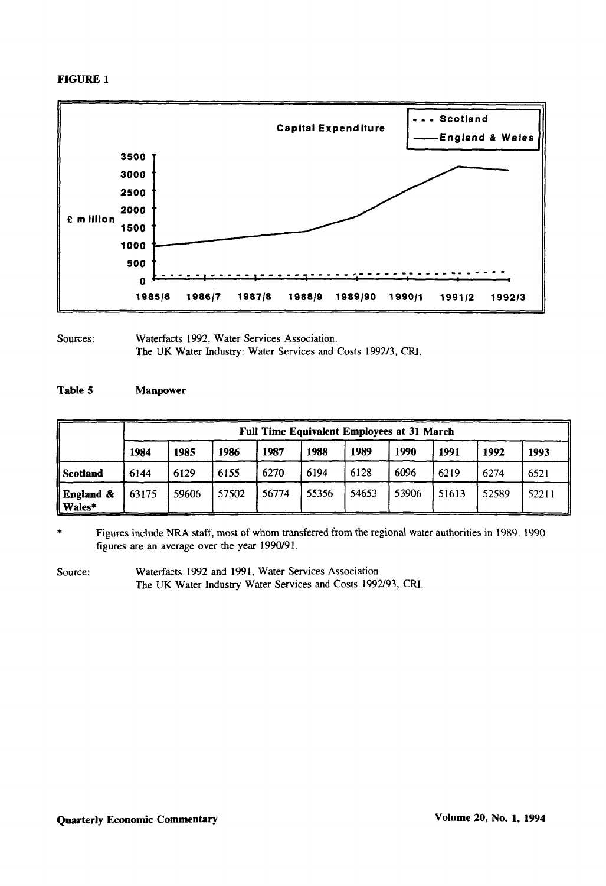**FIGURE 1**

Capital Expenditure

- - - Scotland
—— England & Wales

£ million

3500
3000
2500
2000
1500
1000
500
0

1985/6 1986/7 1987/8 1988/9 1989/90 1990/1 1991/2 1992/3

Sources: Waterfacts 1992, Water Services Association.
The UK Water Industry: Water Services and Costs 1992/3, CRI.

**Table 5 Manpower**

| | Full Time Equivalent Employees at 31 March | | | | | | | | | |
|---|---|---|---|---|---|---|---|---|---|---|
| | **1984** | **1985** | **1986** | **1987** | **1988** | **1989** | **1990** | **1991** | **1992** | **1993** |
| **Scotland** | 6144 | 6129 | 6155 | 6270 | 6194 | 6128 | 6096 | 6219 | 6274 | 6521 |
| **England & Wales*** | 63175 | 59606 | 57502 | 56774 | 55356 | 54653 | 53906 | 51613 | 52589 | 52211 |

\* Figures include NRA staff, most of whom transferred from the regional water authorities in 1989. 1990 figures are an average over the year 1990/91.

Source: Waterfacts 1992 and 1991, Water Services Association
The UK Water Industry Water Services and Costs 1992/93, CRI.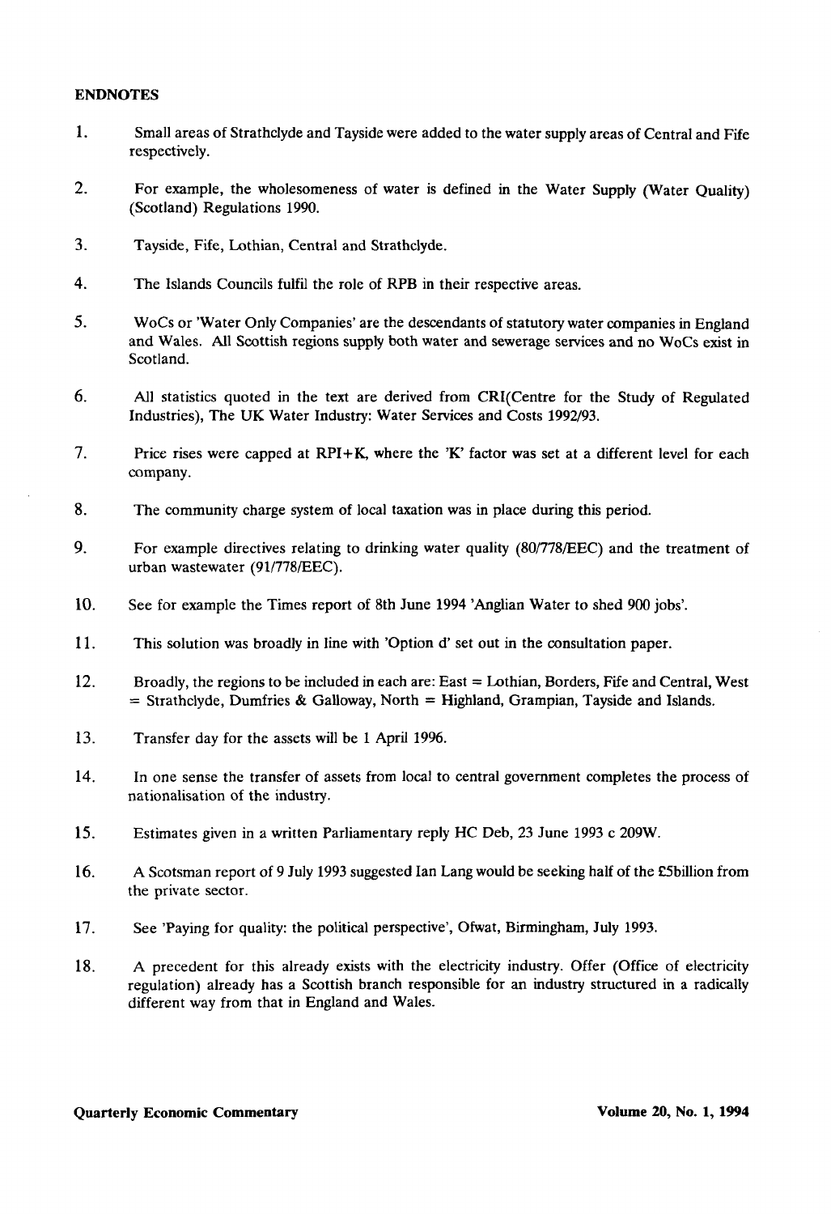**ENDNOTES**

1. Small areas of Strathclyde and Tayside were added to the water supply areas of Central and Fife respectively.

2. For example, the wholesomeness of water is defined in the Water Supply (Water Quality) (Scotland) Regulations 1990.

3. Tayside, Fife, Lothian, Central and Strathclyde.

4. The Islands Councils fulfil the role of RPB in their respective areas.

5. WoCs or 'Water Only Companies' are the descendants of statutory water companies in England and Wales. All Scottish regions supply both water and sewerage services and no WoCs exist in Scotland.

6. All statistics quoted in the text are derived from CRI(Centre for the Study of Regulated Industries), The UK Water Industry: Water Services and Costs 1992/93.

7. Price rises were capped at RPI+K, where the 'K' factor was set at a different level for each company.

8. The community charge system of local taxation was in place during this period.

9. For example directives relating to drinking water quality (80/778/EEC) and the treatment of urban wastewater (91/778/EEC).

10. See for example the Times report of 8th June 1994 'Anglian Water to shed 900 jobs'.

11. This solution was broadly in line with 'Option d' set out in the consultation paper.

12. Broadly, the regions to be included in each are: East = Lothian, Borders, Fife and Central, West = Strathclyde, Dumfries & Galloway, North = Highland, Grampian, Tayside and Islands.

13. Transfer day for the assets will be 1 April 1996.

14. In one sense the transfer of assets from local to central government completes the process of nationalisation of the industry.

15. Estimates given in a written Parliamentary reply HC Deb, 23 June 1993 c 209W.

16. A Scotsman report of 9 July 1993 suggested Ian Lang would be seeking half of the £5billion from the private sector.

17. See 'Paying for quality: the political perspective', Ofwat, Birmingham, July 1993.

18. A precedent for this already exists with the electricity industry. Offer (Office of electricity regulation) already has a Scottish branch responsible for an industry structured in a radically different way from that in England and Wales.